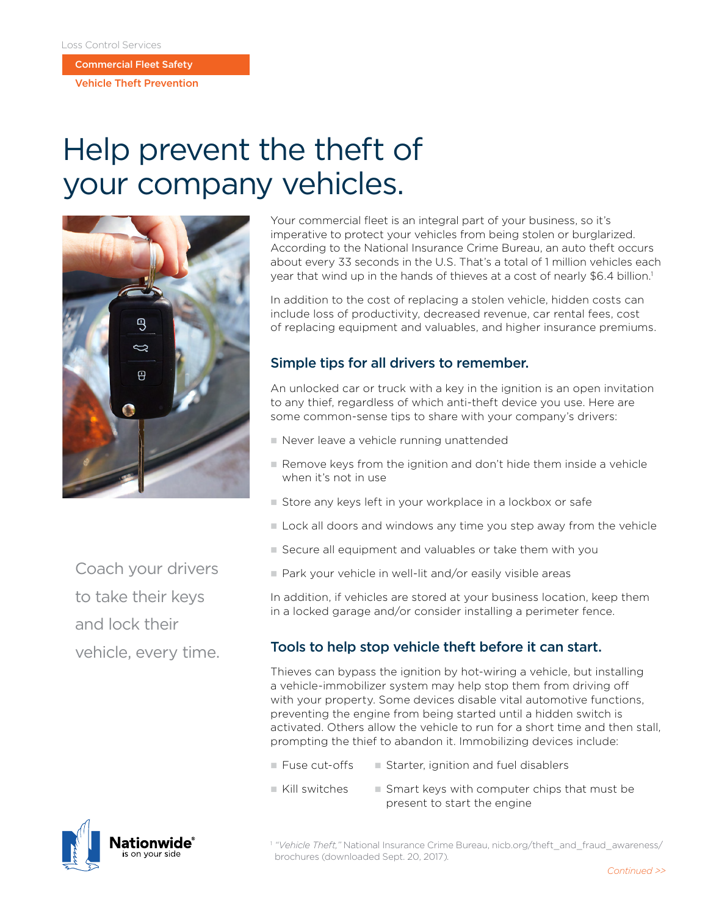Loss Control Services

**Commercial Fleet Safety**

**Vehicle Theft Prevention**

# Help prevent the theft of your company vehicles.

Your commercial fleet is an integral part of your business, so it's imperative to protect your vehicles from being stolen or burglarized. According to the National Insurance Crime Bureau, an auto theft occurs about every 33 seconds in the U.S. That's a total of 1 million vehicles each year that wind up in the hands of thieves at a cost of nearly $6.4 billion.[1]

In addition to the cost of replacing a stolen vehicle, hidden costs can include loss of productivity, decreased revenue, car rental fees, cost of replacing equipment and valuables, and higher insurance premiums.

Coach your drivers to take their keys and lock their vehicle, every time.

## Simple tips for all drivers to remember.

An unlocked car or truck with a key in the ignition is an open invitation to any thief, regardless of which anti-theft device you use. Here are some common-sense tips to share with your company's drivers:

- Never leave a vehicle running unattended
- Remove keys from the ignition and don't hide them inside a vehicle when it's not in use
- Store any keys left in your workplace in a lockbox or safe
- Lock all doors and windows any time you step away from the vehicle
- Secure all equipment and valuables or take them with you
- Park your vehicle in well-lit and/or easily visible areas

In addition, if vehicles are stored at your business location, keep them in a locked garage and/or consider installing a perimeter fence.

## Tools to help stop vehicle theft before it can start.

Thieves can bypass the ignition by hot-wiring a vehicle, but installing a vehicle-immobilizer system may help stop them from driving off with your property. Some devices disable vital automotive functions, preventing the engine from being started until a hidden switch is activated. Others allow the vehicle to run for a short time and then stall, prompting the thief to abandon it. Immobilizing devices include:

- Fuse cut-offs
- Kill switches
- Starter, ignition and fuel disablers
- Smart keys with computer chips that must be present to start the engine

[1] *"Vehicle Theft,"* National Insurance Crime Bureau, nicb.org/theft_and_fraud_awareness/brochures (downloaded Sept. 20, 2017).

*Continued >>*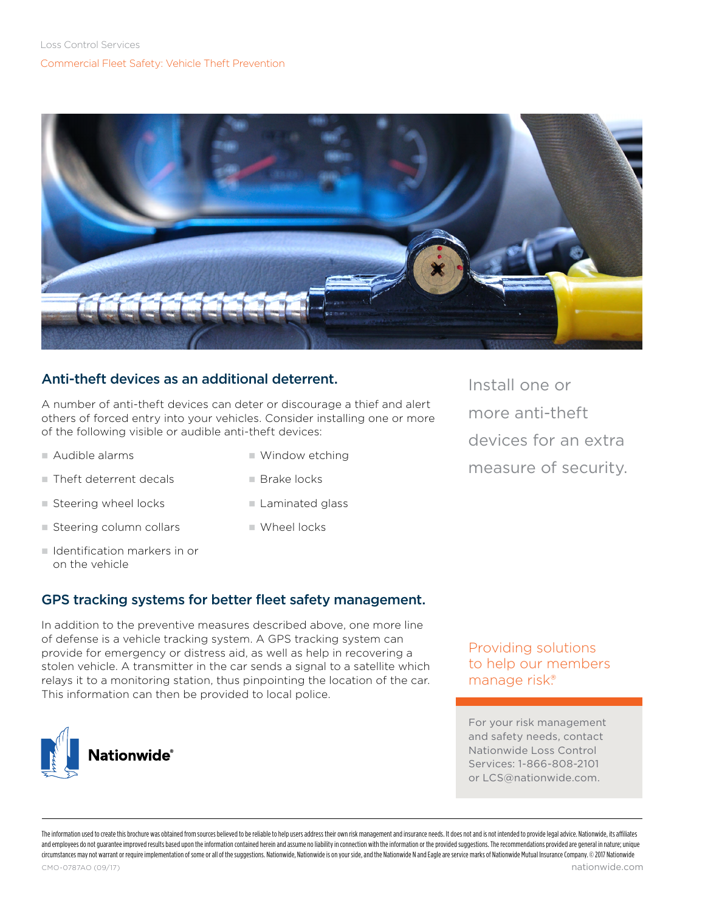## Anti-theft devices as an additional deterrent.

A number of anti-theft devices can deter or discourage a thief and alert others of forced entry into your vehicles. Consider installing one or more of the following visible or audible anti-theft devices:

- Audible alarms
- Theft deterrent decals
- Steering wheel locks
- Steering column collars
- Identification markers in or on the vehicle
- Window etching
- Brake locks
- Laminated glass
- Wheel locks

Install one or more anti-theft devices for an extra measure of security.

## GPS tracking systems for better fleet safety management.

In addition to the preventive measures described above, one more line of defense is a vehicle tracking system. A GPS tracking system can provide for emergency or distress aid, as well as help in recovering a stolen vehicle. A transmitter in the car sends a signal to a satellite which relays it to a monitoring station, thus pinpointing the location of the car. This information can then be provided to local police.

Nationwide®

Providing solutions to help our members manage risk.®

For your risk management and safety needs, contact Nationwide Loss Control Services: 1-866-808-2101 or LCS@nationwide.com.

The information used to create this brochure was obtained from sources believed to be reliable to help users address their own risk management and insurance needs. It does not and is not intended to provide legal advice. Nationwide, its affiliates and employees do not guarantee improved results based upon the information contained herein and assume no liability in connection with the information or the provided suggestions. The recommendations provided are general in nature; unique circumstances may not warrant or require implementation of some or all of the suggestions. Nationwide, Nationwide is on your side, and the Nationwide N and Eagle are service marks of Nationwide Mutual Insurance Company. © 2017 Nationwide

CMO-0787AO (09/17)

nationwide.com